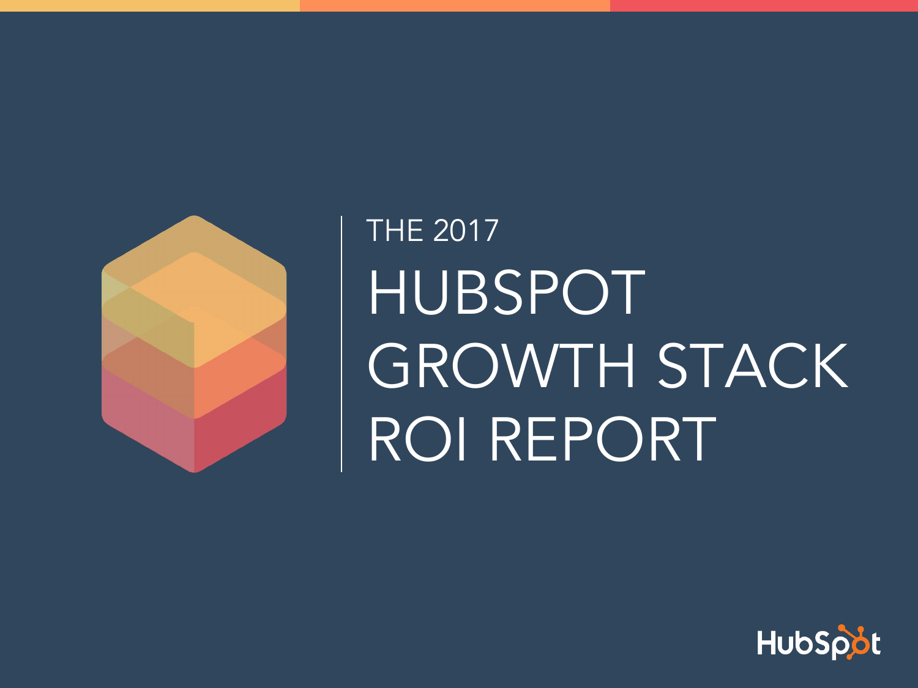THE 2017

# HUBSPOT GROWTH STACK ROI REPORT

HubSpot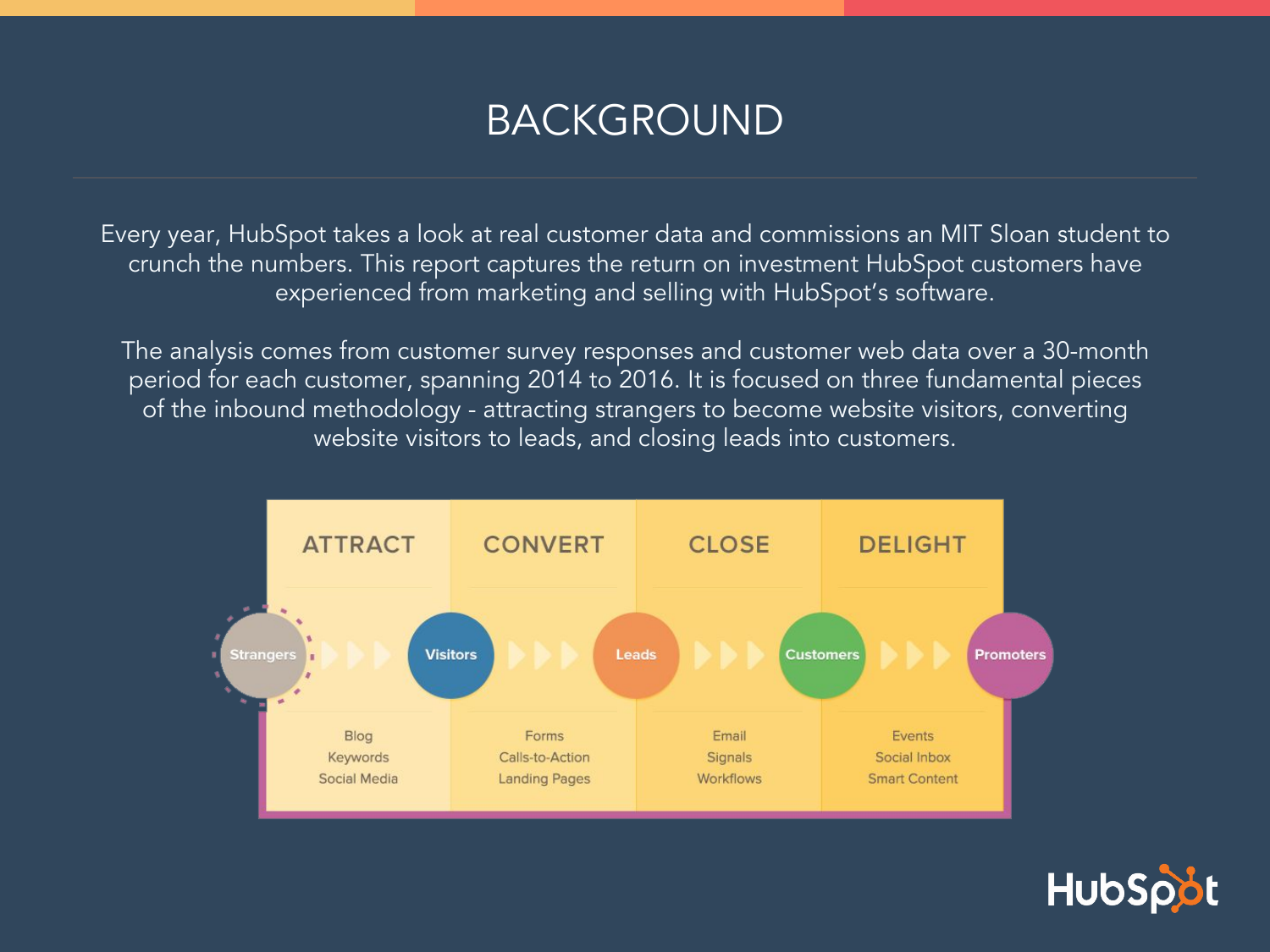# BACKGROUND

Every year, HubSpot takes a look at real customer data and commissions an MIT Sloan student to crunch the numbers. This report captures the return on investment HubSpot customers have experienced from marketing and selling with HubSpot's software.

The analysis comes from customer survey responses and customer web data over a 30-month period for each customer, spanning 2014 to 2016. It is focused on three fundamental pieces of the inbound methodology - attracting strangers to become website visitors, converting website visitors to leads, and closing leads into customers.

| ATTRACT | CONVERT | CLOSE | DELIGHT |
| --- | --- | --- | --- |
| Strangers → Visitors | Visitors → Leads | Leads → Customers | Customers → Promoters |
| Blog<br>Keywords<br>Social Media | Forms<br>Calls-to-Action<br>Landing Pages | Email<br>Signals<br>Workflows | Events<br>Social Inbox<br>Smart Content |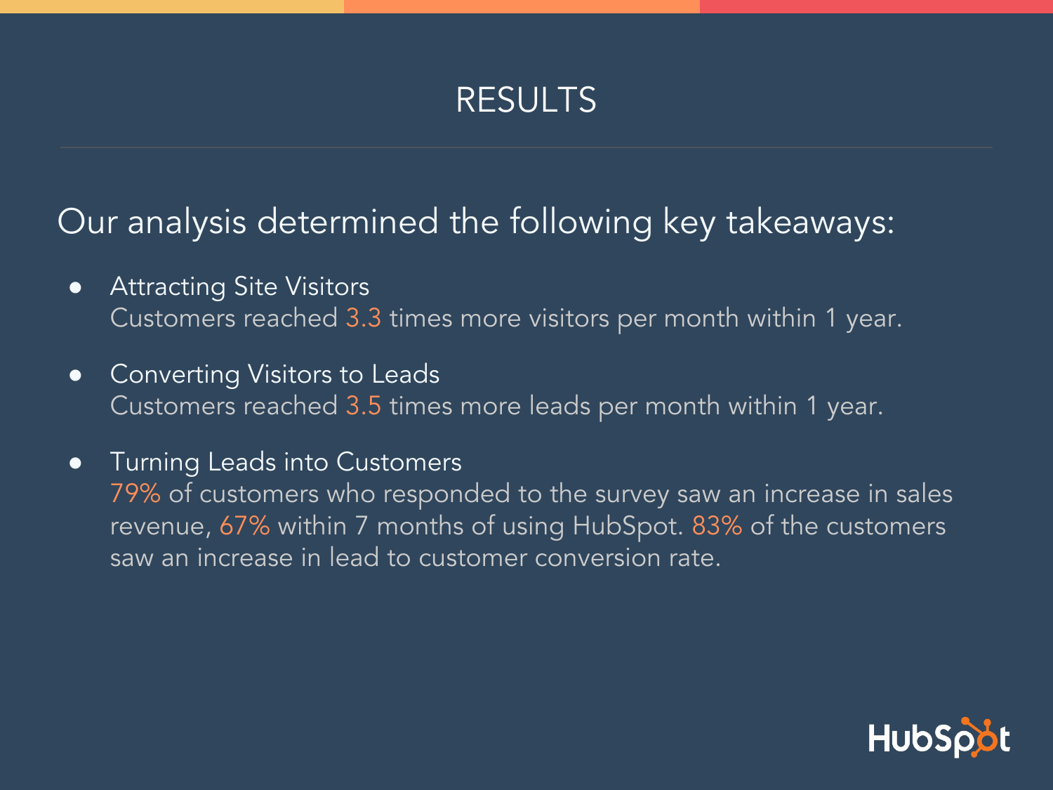# RESULTS

Our analysis determined the following key takeaways:

- Attracting Site Visitors
  Customers reached 3.3 times more visitors per month within 1 year.
- Converting Visitors to Leads
  Customers reached 3.5 times more leads per month within 1 year.
- Turning Leads into Customers
  79% of customers who responded to the survey saw an increase in sales revenue, 67% within 7 months of using HubSpot. 83% of the customers saw an increase in lead to customer conversion rate.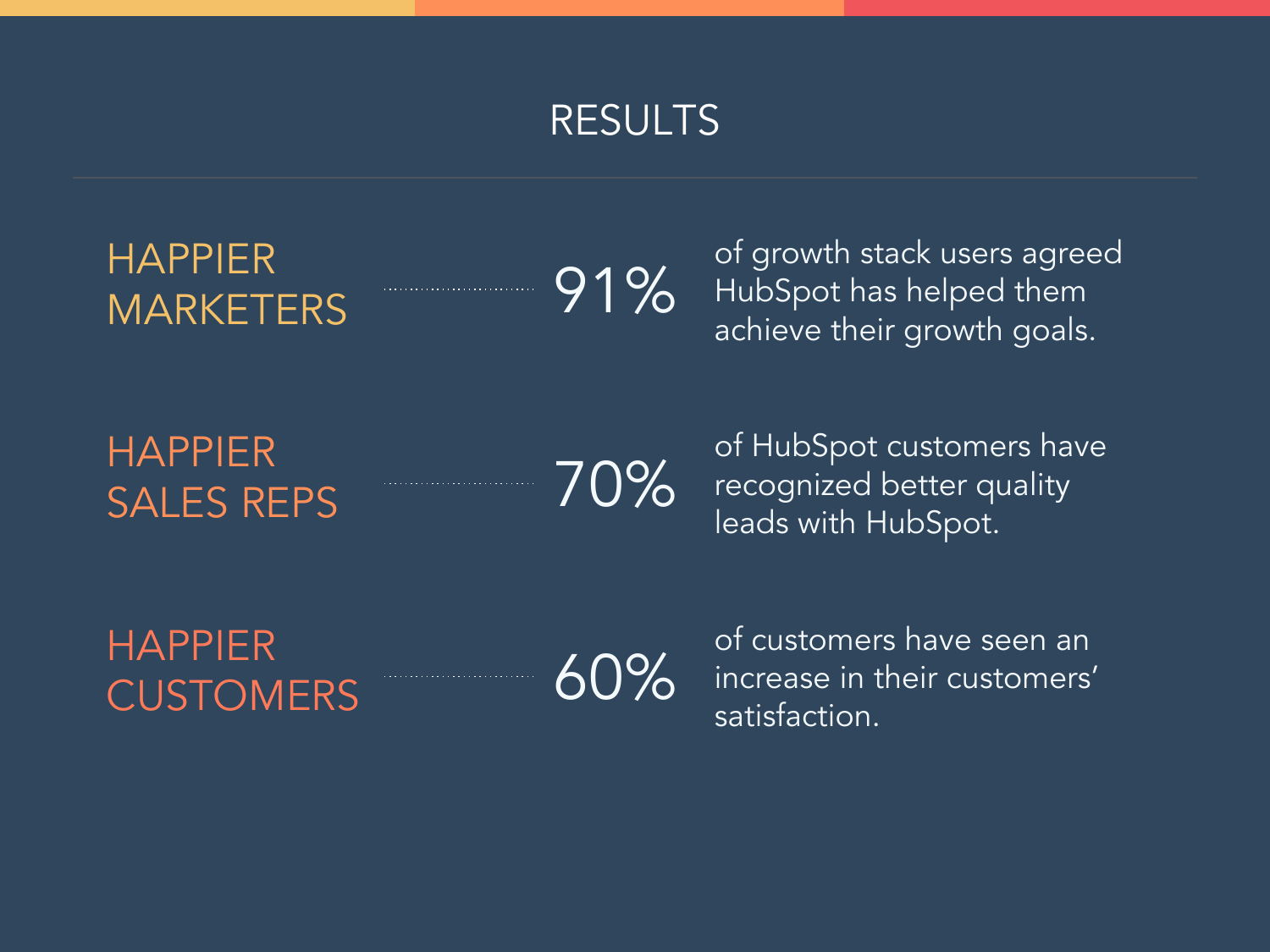# RESULTS

---

**HAPPIER MARKETERS** — **91%** of growth stack users agreed HubSpot has helped them achieve their growth goals.

**HAPPIER SALES REPS** — **70%** of HubSpot customers have recognized better quality leads with HubSpot.

**HAPPIER CUSTOMERS** — **60%** of customers have seen an increase in their customers' satisfaction.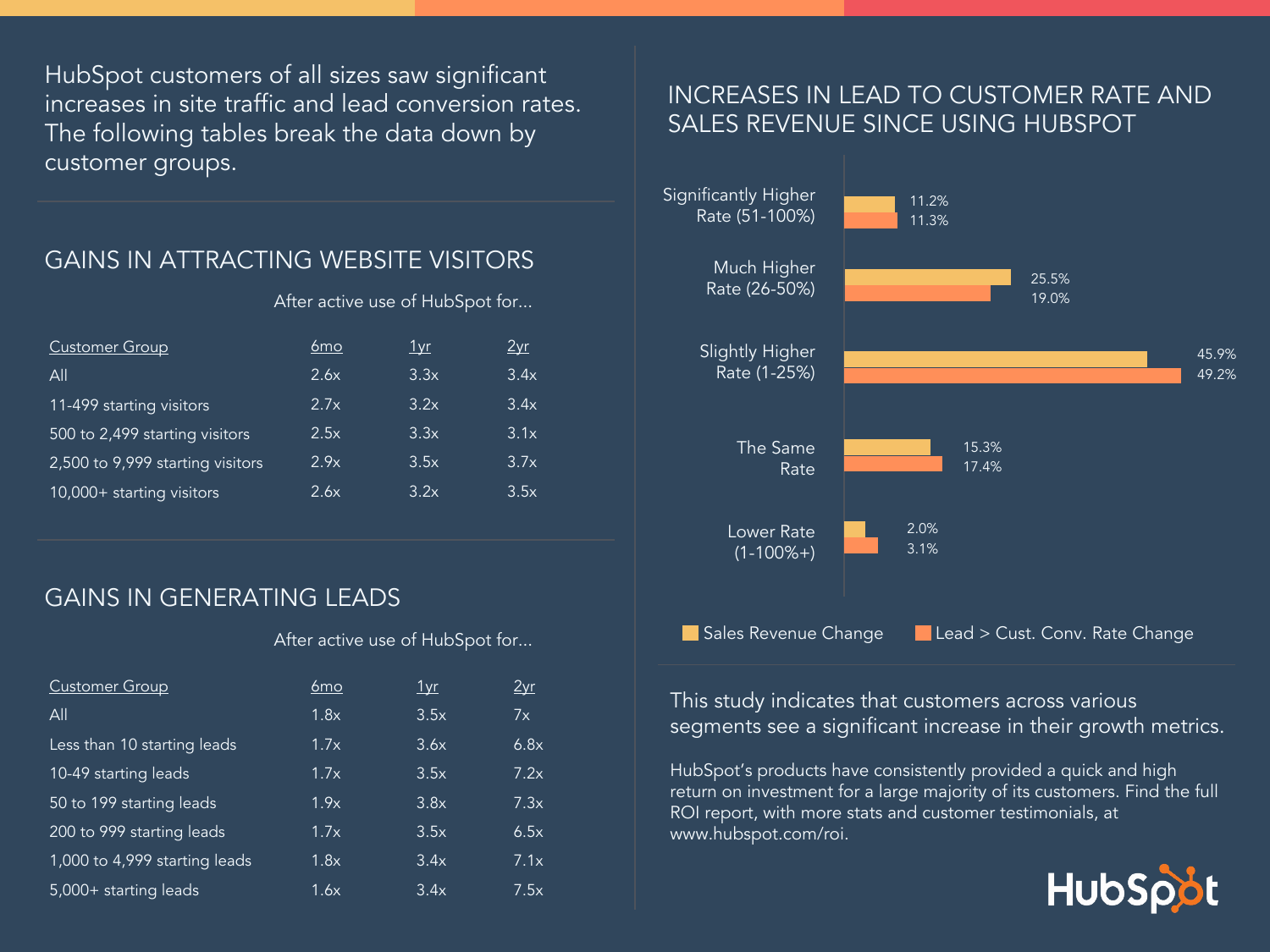HubSpot customers of all sizes saw significant increases in site traffic and lead conversion rates. The following tables break the data down by customer groups.

## GAINS IN ATTRACTING WEBSITE VISITORS

After active use of HubSpot for...

| Customer Group | 6mo | 1yr | 2yr |
|---|---|---|---|
| All | 2.6x | 3.3x | 3.4x |
| 11-499 starting visitors | 2.7x | 3.2x | 3.4x |
| 500 to 2,499 starting visitors | 2.5x | 3.3x | 3.1x |
| 2,500 to 9,999 starting visitors | 2.9x | 3.5x | 3.7x |
| 10,000+ starting visitors | 2.6x | 3.2x | 3.5x |

## GAINS IN GENERATING LEADS

After active use of HubSpot for...

| Customer Group | 6mo | 1yr | 2yr |
|---|---|---|---|
| All | 1.8x | 3.5x | 7x |
| Less than 10 starting leads | 1.7x | 3.6x | 6.8x |
| 10-49 starting leads | 1.7x | 3.5x | 7.2x |
| 50 to 199 starting leads | 1.9x | 3.8x | 7.3x |
| 200 to 999 starting leads | 1.7x | 3.5x | 6.5x |
| 1,000 to 4,999 starting leads | 1.8x | 3.4x | 7.1x |
| 5,000+ starting leads | 1.6x | 3.4x | 7.5x |

## INCREASES IN LEAD TO CUSTOMER RATE AND SALES REVENUE SINCE USING HUBSPOT

| | Sales Revenue Change | Lead > Cust. Conv. Rate Change |
|---|---|---|
| Significantly Higher Rate (51-100%) | 11.2% | 11.3% |
| Much Higher Rate (26-50%) | 25.5% | 19.0% |
| Slightly Higher Rate (1-25%) | 45.9% | 49.2% |
| The Same Rate | 15.3% | 17.4% |
| Lower Rate (1-100%+) | 2.0% | 3.1% |

This study indicates that customers across various segments see a significant increase in their growth metrics.

HubSpot's products have consistently provided a quick and high return on investment for a large majority of its customers. Find the full ROI report, with more stats and customer testimonials, at www.hubspot.com/roi.

HubSpot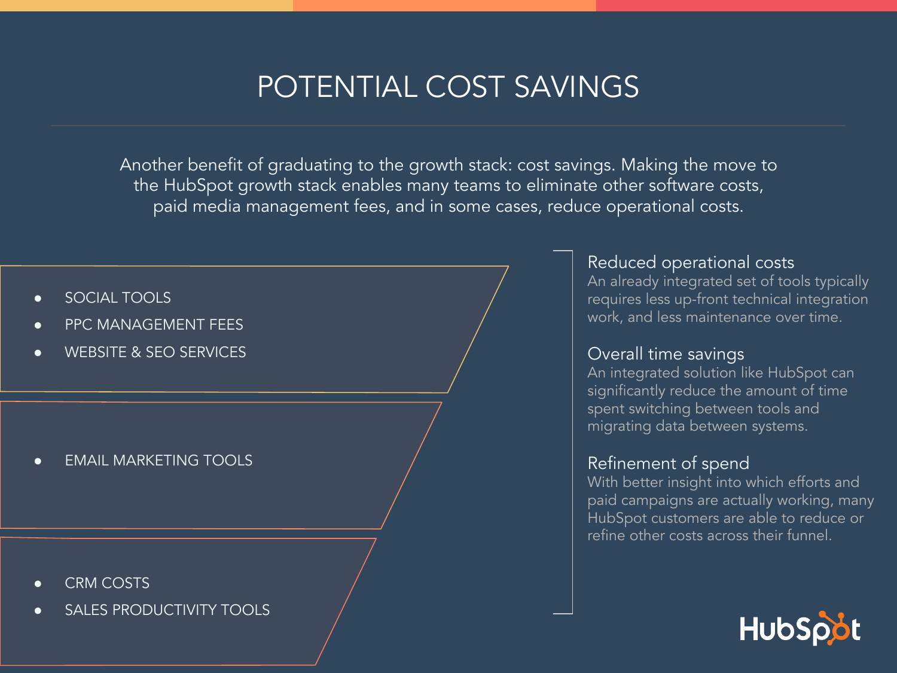# POTENTIAL COST SAVINGS

Another benefit of graduating to the growth stack: cost savings. Making the move to the HubSpot growth stack enables many teams to eliminate other software costs, paid media management fees, and in some cases, reduce operational costs.

- SOCIAL TOOLS
- PPC MANAGEMENT FEES
- WEBSITE & SEO SERVICES

- EMAIL MARKETING TOOLS

- CRM COSTS
- SALES PRODUCTIVITY TOOLS

### Reduced operational costs

An already integrated set of tools typically requires less up-front technical integration work, and less maintenance over time.

### Overall time savings

An integrated solution like HubSpot can significantly reduce the amount of time spent switching between tools and migrating data between systems.

### Refinement of spend

With better insight into which efforts and paid campaigns are actually working, many HubSpot customers are able to reduce or refine other costs across their funnel.

HubSpot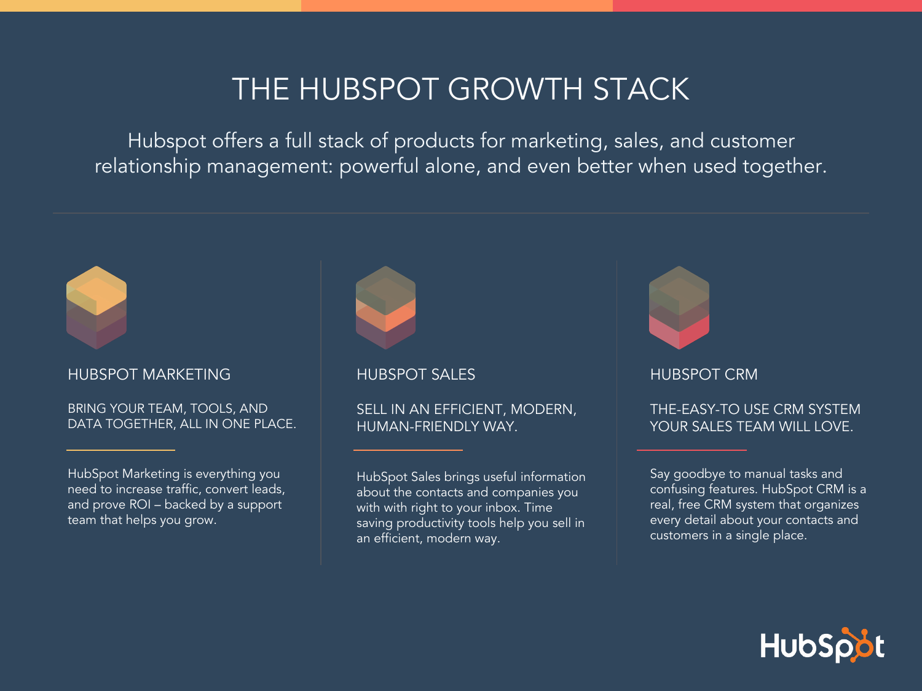# THE HUBSPOT GROWTH STACK

Hubspot offers a full stack of products for marketing, sales, and customer relationship management: powerful alone, and even better when used together.

## HUBSPOT MARKETING

### BRING YOUR TEAM, TOOLS, AND DATA TOGETHER, ALL IN ONE PLACE.

HubSpot Marketing is everything you need to increase traffic, convert leads, and prove ROI – backed by a support team that helps you grow.

## HUBSPOT SALES

### SELL IN AN EFFICIENT, MODERN, HUMAN-FRIENDLY WAY.

HubSpot Sales brings useful information about the contacts and companies you with with right to your inbox. Time saving productivity tools help you sell in an efficient, modern way.

## HUBSPOT CRM

### THE-EASY-TO USE CRM SYSTEM YOUR SALES TEAM WILL LOVE.

Say goodbye to manual tasks and confusing features. HubSpot CRM is a real, free CRM system that organizes every detail about your contacts and customers in a single place.

HubSpot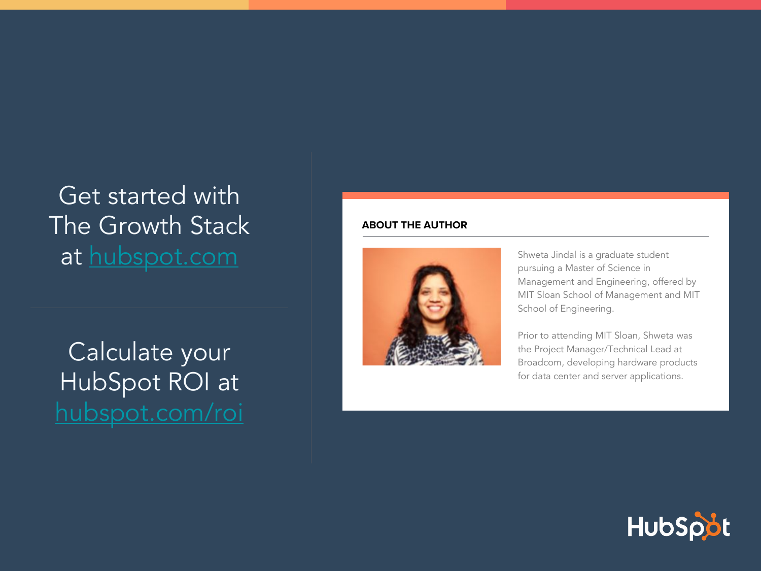Get started with The Growth Stack at [hubspot.com](hubspot.com)

Calculate your HubSpot ROI at [hubspot.com/roi](hubspot.com/roi)

## ABOUT THE AUTHOR

Shweta Jindal is a graduate student pursuing a Master of Science in Management and Engineering, offered by MIT Sloan School of Management and MIT School of Engineering.

Prior to attending MIT Sloan, Shweta was the Project Manager/Technical Lead at Broadcom, developing hardware products for data center and server applications.

HubSpot